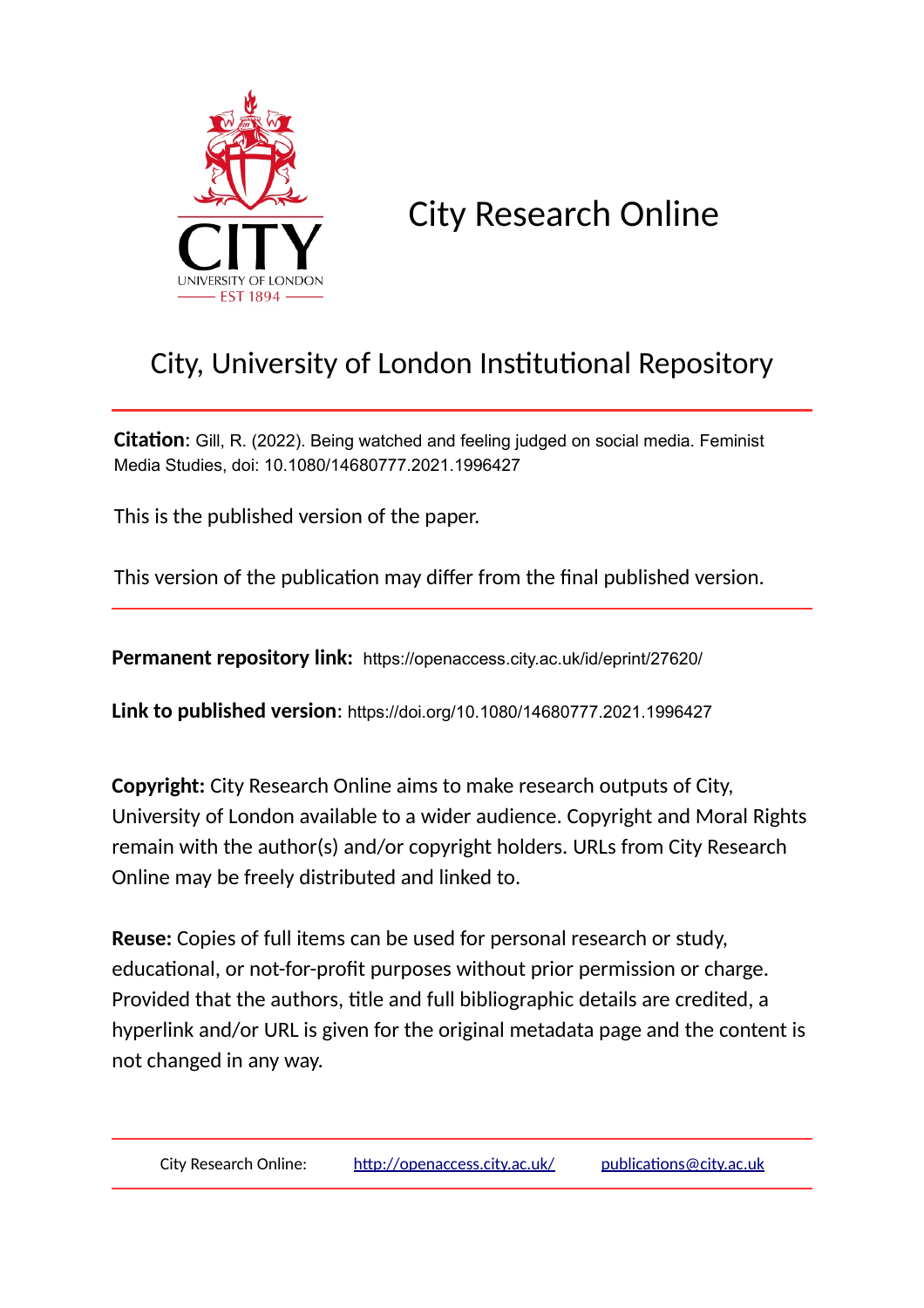# City Research Online

## City, University of London Institutional Repository

**Citation**: Gill, R. (2022). Being watched and feeling judged on social media. Feminist Media Studies, doi: 10.1080/14680777.2021.1996427

This is the published version of the paper.

This version of the publication may differ from the final published version.

**Permanent repository link:** https://openaccess.city.ac.uk/id/eprint/27620/

**Link to published version**: https://doi.org/10.1080/14680777.2021.1996427

**Copyright:** City Research Online aims to make research outputs of City, University of London available to a wider audience. Copyright and Moral Rights remain with the author(s) and/or copyright holders. URLs from City Research Online may be freely distributed and linked to.

**Reuse:** Copies of full items can be used for personal research or study, educational, or not-for-profit purposes without prior permission or charge. Provided that the authors, title and full bibliographic details are credited, a hyperlink and/or URL is given for the original metadata page and the content is not changed in any way.

City Research Online: http://openaccess.city.ac.uk/ publications@city.ac.uk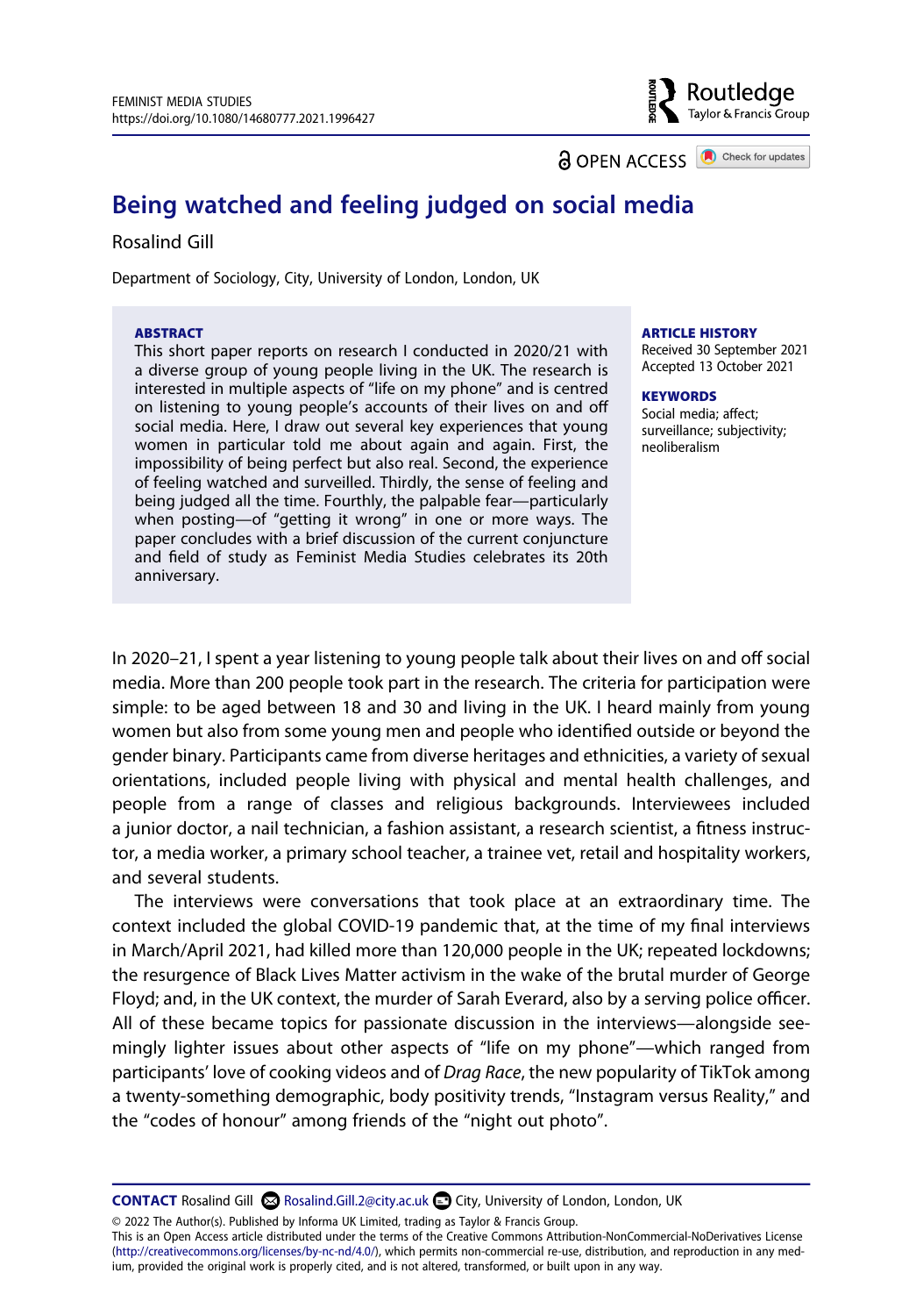# Being watched and feeling judged on social media

Rosalind Gill

Department of Sociology, City, University of London, London, UK

**ABSTRACT**

This short paper reports on research I conducted in 2020/21 with a diverse group of young people living in the UK. The research is interested in multiple aspects of "life on my phone" and is centred on listening to young people's accounts of their lives on and off social media. Here, I draw out several key experiences that young women in particular told me about again and again. First, the impossibility of being perfect but also real. Second, the experience of feeling watched and surveilled. Thirdly, the sense of feeling and being judged all the time. Fourthly, the palpable fear—particularly when posting—of "getting it wrong" in one or more ways. The paper concludes with a brief discussion of the current conjuncture and field of study as Feminist Media Studies celebrates its 20th anniversary.

**ARTICLE HISTORY**

Received 30 September 2021
Accepted 13 October 2021

**KEYWORDS**

Social media; affect; surveillance; subjectivity; neoliberalism

In 2020–21, I spent a year listening to young people talk about their lives on and off social media. More than 200 people took part in the research. The criteria for participation were simple: to be aged between 18 and 30 and living in the UK. I heard mainly from young women but also from some young men and people who identified outside or beyond the gender binary. Participants came from diverse heritages and ethnicities, a variety of sexual orientations, included people living with physical and mental health challenges, and people from a range of classes and religious backgrounds. Interviewees included a junior doctor, a nail technician, a fashion assistant, a research scientist, a fitness instructor, a media worker, a primary school teacher, a trainee vet, retail and hospitality workers, and several students.

The interviews were conversations that took place at an extraordinary time. The context included the global COVID-19 pandemic that, at the time of my final interviews in March/April 2021, had killed more than 120,000 people in the UK; repeated lockdowns; the resurgence of Black Lives Matter activism in the wake of the brutal murder of George Floyd; and, in the UK context, the murder of Sarah Everard, also by a serving police officer. All of these became topics for passionate discussion in the interviews—alongside seemingly lighter issues about other aspects of "life on my phone"—which ranged from participants' love of cooking videos and of *Drag Race*, the new popularity of TikTok among a twenty-something demographic, body positivity trends, "Instagram versus Reality," and the "codes of honour" among friends of the "night out photo".

**CONTACT** Rosalind Gill Rosalind.Gill.2@city.ac.uk City, University of London, London, UK

© 2022 The Author(s). Published by Informa UK Limited, trading as Taylor & Francis Group.
This is an Open Access article distributed under the terms of the Creative Commons Attribution-NonCommercial-NoDerivatives License (http://creativecommons.org/licenses/by-nc-nd/4.0/), which permits non-commercial re-use, distribution, and reproduction in any medium, provided the original work is properly cited, and is not altered, transformed, or built upon in any way.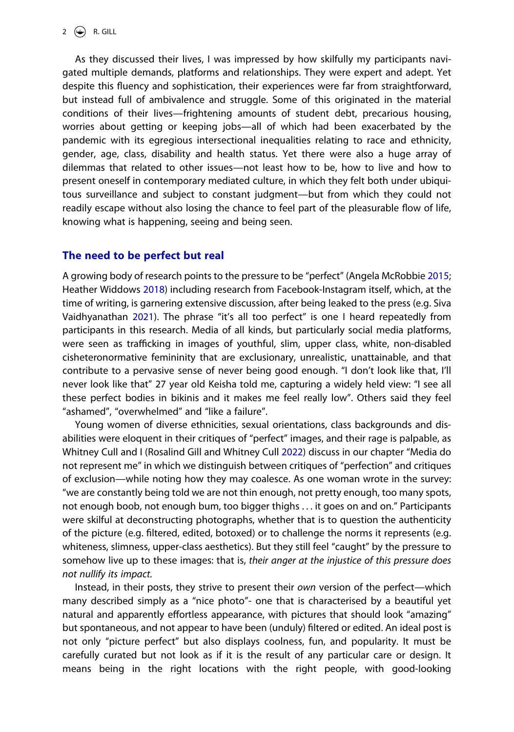As they discussed their lives, I was impressed by how skilfully my participants navigated multiple demands, platforms and relationships. They were expert and adept. Yet despite this fluency and sophistication, their experiences were far from straightforward, but instead full of ambivalence and struggle. Some of this originated in the material conditions of their lives—frightening amounts of student debt, precarious housing, worries about getting or keeping jobs—all of which had been exacerbated by the pandemic with its egregious intersectional inequalities relating to race and ethnicity, gender, age, class, disability and health status. Yet there were also a huge array of dilemmas that related to other issues—not least how to be, how to live and how to present oneself in contemporary mediated culture, in which they felt both under ubiquitous surveillance and subject to constant judgment—but from which they could not readily escape without also losing the chance to feel part of the pleasurable flow of life, knowing what is happening, seeing and being seen.

## The need to be perfect but real

A growing body of research points to the pressure to be "perfect" (Angela McRobbie 2015; Heather Widdows 2018) including research from Facebook-Instagram itself, which, at the time of writing, is garnering extensive discussion, after being leaked to the press (e.g. Siva Vaidhyanathan 2021). The phrase "it's all too perfect" is one I heard repeatedly from participants in this research. Media of all kinds, but particularly social media platforms, were seen as trafficking in images of youthful, slim, upper class, white, non-disabled cisheteronormative femininity that are exclusionary, unrealistic, unattainable, and that contribute to a pervasive sense of never being good enough. "I don't look like that, I'll never look like that" 27 year old Keisha told me, capturing a widely held view: "I see all these perfect bodies in bikinis and it makes me feel really low". Others said they feel "ashamed", "overwhelmed" and "like a failure".

Young women of diverse ethnicities, sexual orientations, class backgrounds and disabilities were eloquent in their critiques of "perfect" images, and their rage is palpable, as Whitney Cull and I (Rosalind Gill and Whitney Cull 2022) discuss in our chapter "Media do not represent me" in which we distinguish between critiques of "perfection" and critiques of exclusion—while noting how they may coalesce. As one woman wrote in the survey: "we are constantly being told we are not thin enough, not pretty enough, too many spots, not enough boob, not enough bum, too bigger thighs … it goes on and on." Participants were skilful at deconstructing photographs, whether that is to question the authenticity of the picture (e.g. filtered, edited, botoxed) or to challenge the norms it represents (e.g. whiteness, slimness, upper-class aesthetics). But they still feel "caught" by the pressure to somehow live up to these images: that is, *their anger at the injustice of this pressure does not nullify its impact.*

Instead, in their posts, they strive to present their *own* version of the perfect—which many described simply as a "nice photo"- one that is characterised by a beautiful yet natural and apparently effortless appearance, with pictures that should look "amazing" but spontaneous, and not appear to have been (unduly) filtered or edited. An ideal post is not only "picture perfect" but also displays coolness, fun, and popularity. It must be carefully curated but not look as if it is the result of any particular care or design. It means being in the right locations with the right people, with good-looking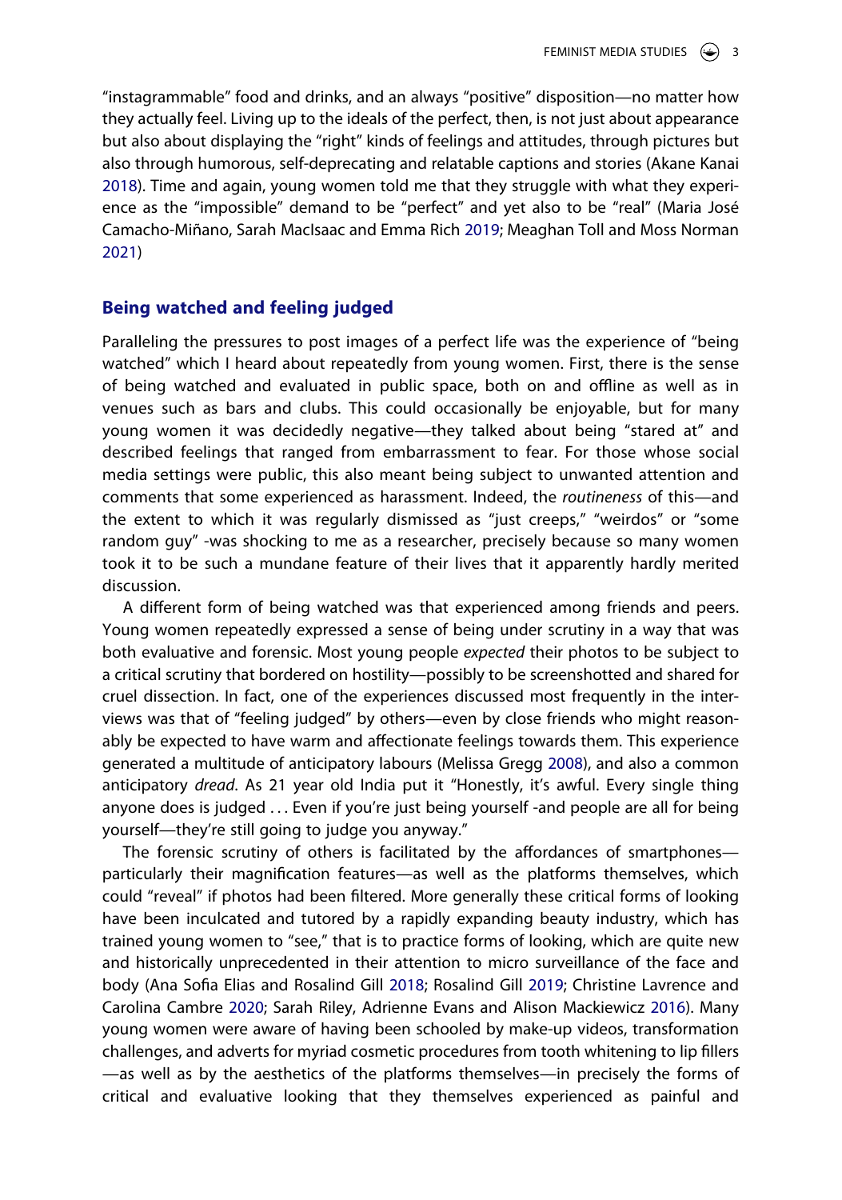"instagrammable" food and drinks, and an always "positive" disposition—no matter how they actually feel. Living up to the ideals of the perfect, then, is not just about appearance but also about displaying the "right" kinds of feelings and attitudes, through pictures but also through humorous, self-deprecating and relatable captions and stories (Akane Kanai 2018). Time and again, young women told me that they struggle with what they experience as the "impossible" demand to be "perfect" and yet also to be "real" (Maria José Camacho-Miñano, Sarah MacIsaac and Emma Rich 2019; Meaghan Toll and Moss Norman 2021)

## Being watched and feeling judged

Paralleling the pressures to post images of a perfect life was the experience of "being watched" which I heard about repeatedly from young women. First, there is the sense of being watched and evaluated in public space, both on and offline as well as in venues such as bars and clubs. This could occasionally be enjoyable, but for many young women it was decidedly negative—they talked about being "stared at" and described feelings that ranged from embarrassment to fear. For those whose social media settings were public, this also meant being subject to unwanted attention and comments that some experienced as harassment. Indeed, the *routineness* of this—and the extent to which it was regularly dismissed as "just creeps," "weirdos" or "some random guy" -was shocking to me as a researcher, precisely because so many women took it to be such a mundane feature of their lives that it apparently hardly merited discussion.

A different form of being watched was that experienced among friends and peers. Young women repeatedly expressed a sense of being under scrutiny in a way that was both evaluative and forensic. Most young people *expected* their photos to be subject to a critical scrutiny that bordered on hostility—possibly to be screenshotted and shared for cruel dissection. In fact, one of the experiences discussed most frequently in the interviews was that of "feeling judged" by others—even by close friends who might reasonably be expected to have warm and affectionate feelings towards them. This experience generated a multitude of anticipatory labours (Melissa Gregg 2008), and also a common anticipatory *dread*. As 21 year old India put it "Honestly, it's awful. Every single thing anyone does is judged . . . Even if you're just being yourself -and people are all for being yourself—they're still going to judge you anyway."

The forensic scrutiny of others is facilitated by the affordances of smartphones—particularly their magnification features—as well as the platforms themselves, which could "reveal" if photos had been filtered. More generally these critical forms of looking have been inculcated and tutored by a rapidly expanding beauty industry, which has trained young women to "see," that is to practice forms of looking, which are quite new and historically unprecedented in their attention to micro surveillance of the face and body (Ana Sofia Elias and Rosalind Gill 2018; Rosalind Gill 2019; Christine Lavrence and Carolina Cambre 2020; Sarah Riley, Adrienne Evans and Alison Mackiewicz 2016). Many young women were aware of having been schooled by make-up videos, transformation challenges, and adverts for myriad cosmetic procedures from tooth whitening to lip fillers—as well as by the aesthetics of the platforms themselves—in precisely the forms of critical and evaluative looking that they themselves experienced as painful and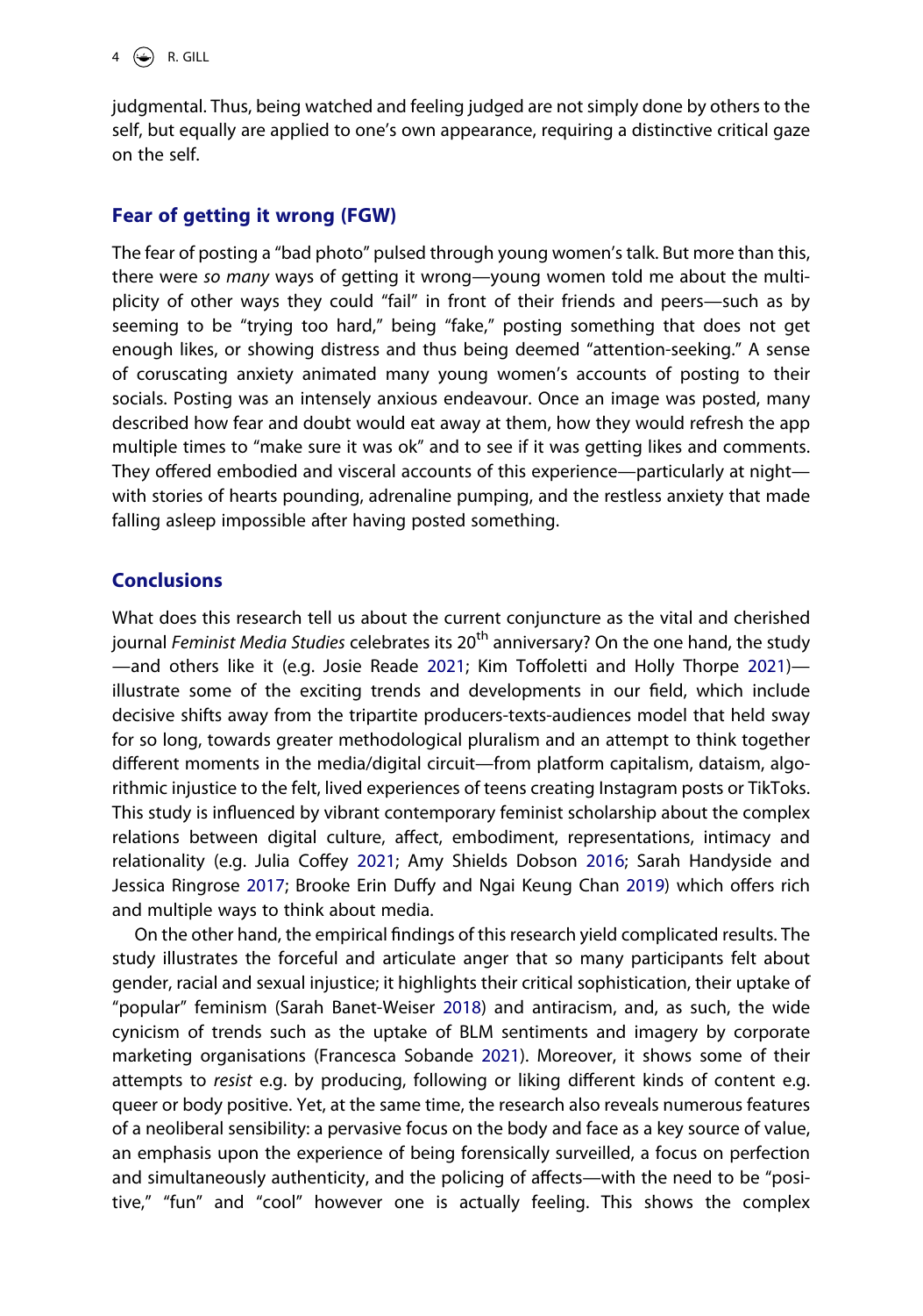judgmental. Thus, being watched and feeling judged are not simply done by others to the self, but equally are applied to one's own appearance, requiring a distinctive critical gaze on the self.

## Fear of getting it wrong (FGW)

The fear of posting a "bad photo" pulsed through young women's talk. But more than this, there were *so many* ways of getting it wrong—young women told me about the multiplicity of other ways they could "fail" in front of their friends and peers—such as by seeming to be "trying too hard," being "fake," posting something that does not get enough likes, or showing distress and thus being deemed "attention-seeking." A sense of coruscating anxiety animated many young women's accounts of posting to their socials. Posting was an intensely anxious endeavour. Once an image was posted, many described how fear and doubt would eat away at them, how they would refresh the app multiple times to "make sure it was ok" and to see if it was getting likes and comments. They offered embodied and visceral accounts of this experience—particularly at night—with stories of hearts pounding, adrenaline pumping, and the restless anxiety that made falling asleep impossible after having posted something.

## Conclusions

What does this research tell us about the current conjuncture as the vital and cherished journal *Feminist Media Studies* celebrates its 20th anniversary? On the one hand, the study—and others like it (e.g. Josie Reade 2021; Kim Toffoletti and Holly Thorpe 2021)—illustrate some of the exciting trends and developments in our field, which include decisive shifts away from the tripartite producers-texts-audiences model that held sway for so long, towards greater methodological pluralism and an attempt to think together different moments in the media/digital circuit—from platform capitalism, dataism, algorithmic injustice to the felt, lived experiences of teens creating Instagram posts or TikToks. This study is influenced by vibrant contemporary feminist scholarship about the complex relations between digital culture, affect, embodiment, representations, intimacy and relationality (e.g. Julia Coffey 2021; Amy Shields Dobson 2016; Sarah Handyside and Jessica Ringrose 2017; Brooke Erin Duffy and Ngai Keung Chan 2019) which offers rich and multiple ways to think about media.

On the other hand, the empirical findings of this research yield complicated results. The study illustrates the forceful and articulate anger that so many participants felt about gender, racial and sexual injustice; it highlights their critical sophistication, their uptake of "popular" feminism (Sarah Banet-Weiser 2018) and antiracism, and, as such, the wide cynicism of trends such as the uptake of BLM sentiments and imagery by corporate marketing organisations (Francesca Sobande 2021). Moreover, it shows some of their attempts to *resist* e.g. by producing, following or liking different kinds of content e.g. queer or body positive. Yet, at the same time, the research also reveals numerous features of a neoliberal sensibility: a pervasive focus on the body and face as a key source of value, an emphasis upon the experience of being forensically surveilled, a focus on perfection and simultaneously authenticity, and the policing of affects—with the need to be "positive," "fun" and "cool" however one is actually feeling. This shows the complex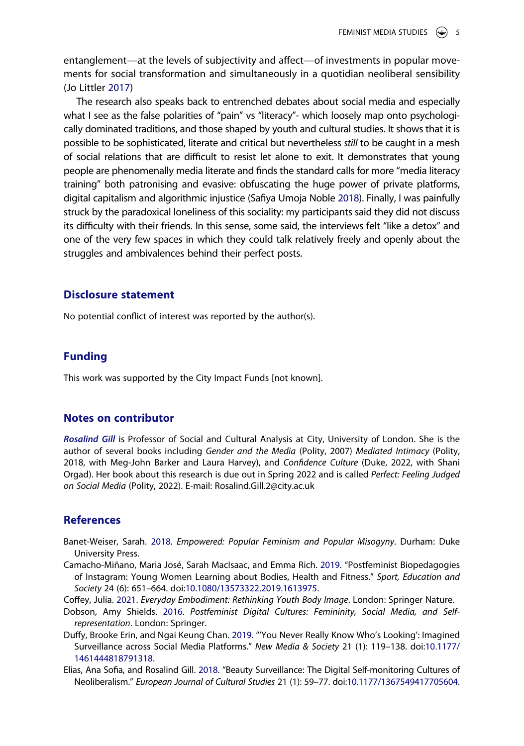entanglement—at the levels of subjectivity and affect—of investments in popular movements for social transformation and simultaneously in a quotidian neoliberal sensibility (Jo Littler 2017)

The research also speaks back to entrenched debates about social media and especially what I see as the false polarities of "pain" vs "literacy"- which loosely map onto psychologically dominated traditions, and those shaped by youth and cultural studies. It shows that it is possible to be sophisticated, literate and critical but nevertheless *still* to be caught in a mesh of social relations that are difficult to resist let alone to exit. It demonstrates that young people are phenomenally media literate and finds the standard calls for more "media literacy training" both patronising and evasive: obfuscating the huge power of private platforms, digital capitalism and algorithmic injustice (Safiya Umoja Noble 2018). Finally, I was painfully struck by the paradoxical loneliness of this sociality: my participants said they did not discuss its difficulty with their friends. In this sense, some said, the interviews felt "like a detox" and one of the very few spaces in which they could talk relatively freely and openly about the struggles and ambivalences behind their perfect posts.

## Disclosure statement

No potential conflict of interest was reported by the author(s).

## Funding

This work was supported by the City Impact Funds [not known].

## Notes on contributor

***Rosalind Gill*** is Professor of Social and Cultural Analysis at City, University of London. She is the author of several books including *Gender and the Media* (Polity, 2007) *Mediated Intimacy* (Polity, 2018, with Meg-John Barker and Laura Harvey), and *Confidence Culture* (Duke, 2022, with Shani Orgad). Her book about this research is due out in Spring 2022 and is called *Perfect: Feeling Judged on Social Media* (Polity, 2022). E-mail: Rosalind.Gill.2@city.ac.uk

## References

Banet-Weiser, Sarah. 2018. *Empowered: Popular Feminism and Popular Misogyny*. Durham: Duke University Press.

Camacho-Miñano, Maria José, Sarah MacIsaac, and Emma Rich. 2019. "Postfeminist Biopedagogies of Instagram: Young Women Learning about Bodies, Health and Fitness." *Sport, Education and Society* 24 (6): 651–664. doi:10.1080/13573322.2019.1613975.

Coffey, Julia. 2021. *Everyday Embodiment: Rethinking Youth Body Image*. London: Springer Nature.

Dobson, Amy Shields. 2016. *Postfeminist Digital Cultures: Femininity, Social Media, and Self-representation*. London: Springer.

Duffy, Brooke Erin, and Ngai Keung Chan. 2019. "'You Never Really Know Who's Looking': Imagined Surveillance across Social Media Platforms." *New Media & Society* 21 (1): 119–138. doi:10.1177/1461444818791318.

Elias, Ana Sofia, and Rosalind Gill. 2018. "Beauty Surveillance: The Digital Self-monitoring Cultures of Neoliberalism." *European Journal of Cultural Studies* 21 (1): 59–77. doi:10.1177/1367549417705604.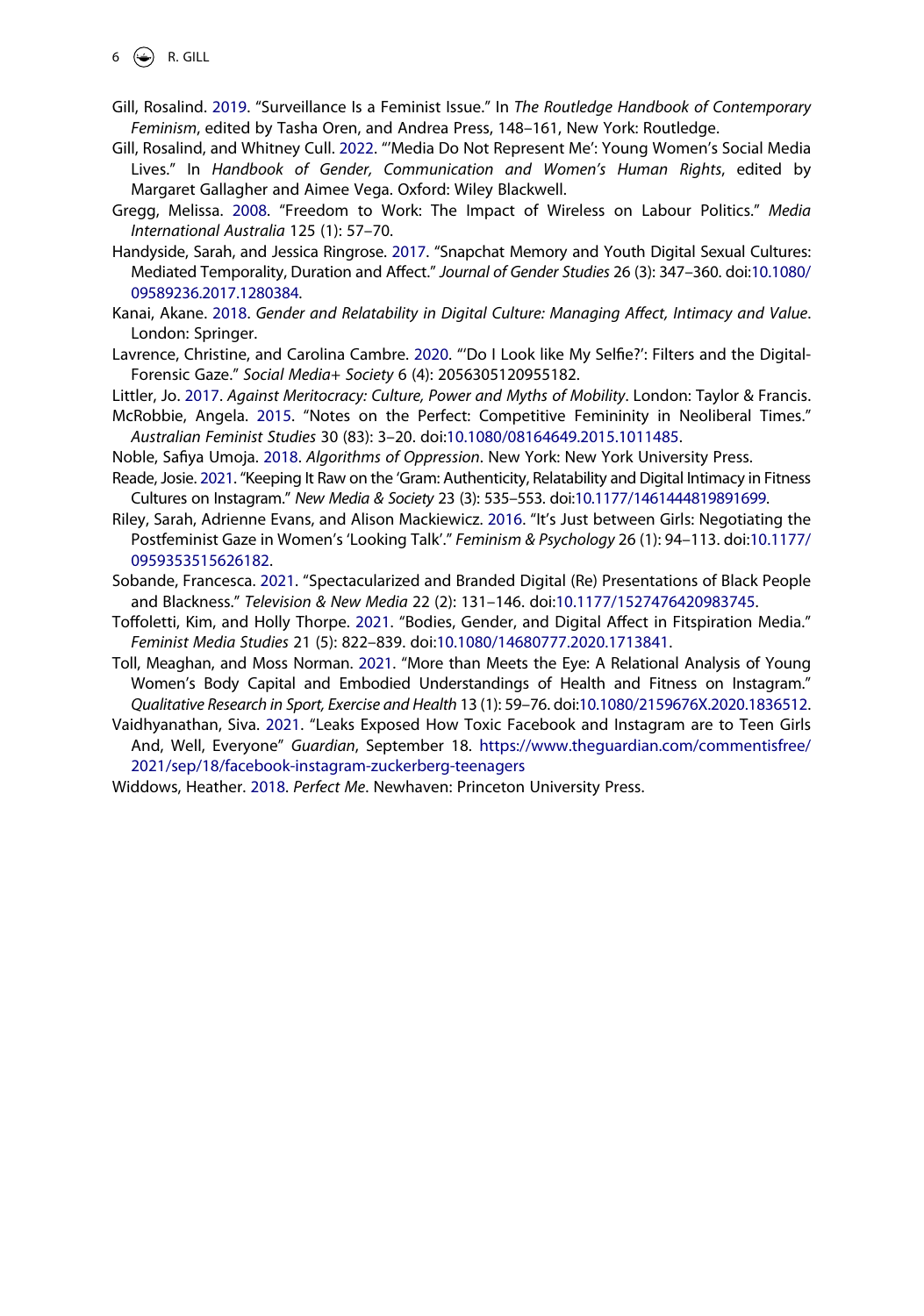Gill, Rosalind. 2019. "Surveillance Is a Feminist Issue." In *The Routledge Handbook of Contemporary Feminism*, edited by Tasha Oren, and Andrea Press, 148–161, New York: Routledge.

Gill, Rosalind, and Whitney Cull. 2022. "'Media Do Not Represent Me': Young Women's Social Media Lives." In *Handbook of Gender, Communication and Women's Human Rights*, edited by Margaret Gallagher and Aimee Vega. Oxford: Wiley Blackwell.

Gregg, Melissa. 2008. "Freedom to Work: The Impact of Wireless on Labour Politics." *Media International Australia* 125 (1): 57–70.

Handyside, Sarah, and Jessica Ringrose. 2017. "Snapchat Memory and Youth Digital Sexual Cultures: Mediated Temporality, Duration and Affect." *Journal of Gender Studies* 26 (3): 347–360. doi:10.1080/09589236.2017.1280384.

Kanai, Akane. 2018. *Gender and Relatability in Digital Culture: Managing Affect, Intimacy and Value*. London: Springer.

Lavrence, Christine, and Carolina Cambre. 2020. "'Do I Look like My Selfie?': Filters and the Digital-Forensic Gaze." *Social Media+ Society* 6 (4): 2056305120955182.

Littler, Jo. 2017. *Against Meritocracy: Culture, Power and Myths of Mobility*. London: Taylor & Francis.

McRobbie, Angela. 2015. "Notes on the Perfect: Competitive Femininity in Neoliberal Times." *Australian Feminist Studies* 30 (83): 3–20. doi:10.1080/08164649.2015.1011485.

Noble, Safiya Umoja. 2018. *Algorithms of Oppression*. New York: New York University Press.

Reade, Josie. 2021. "Keeping It Raw on the 'Gram: Authenticity, Relatability and Digital Intimacy in Fitness Cultures on Instagram." *New Media & Society* 23 (3): 535–553. doi:10.1177/1461444819891699.

Riley, Sarah, Adrienne Evans, and Alison Mackiewicz. 2016. "It's Just between Girls: Negotiating the Postfeminist Gaze in Women's 'Looking Talk'." *Feminism & Psychology* 26 (1): 94–113. doi:10.1177/0959353515626182.

Sobande, Francesca. 2021. "Spectacularized and Branded Digital (Re) Presentations of Black People and Blackness." *Television & New Media* 22 (2): 131–146. doi:10.1177/1527476420983745.

Toffoletti, Kim, and Holly Thorpe. 2021. "Bodies, Gender, and Digital Affect in Fitspiration Media." *Feminist Media Studies* 21 (5): 822–839. doi:10.1080/14680777.2020.1713841.

Toll, Meaghan, and Moss Norman. 2021. "More than Meets the Eye: A Relational Analysis of Young Women's Body Capital and Embodied Understandings of Health and Fitness on Instagram." *Qualitative Research in Sport, Exercise and Health* 13 (1): 59–76. doi:10.1080/2159676X.2020.1836512.

Vaidhyanathan, Siva. 2021. "Leaks Exposed How Toxic Facebook and Instagram are to Teen Girls And, Well, Everyone" *Guardian*, September 18. https://www.theguardian.com/commentisfree/2021/sep/18/facebook-instagram-zuckerberg-teenagers

Widdows, Heather. 2018. *Perfect Me*. Newhaven: Princeton University Press.